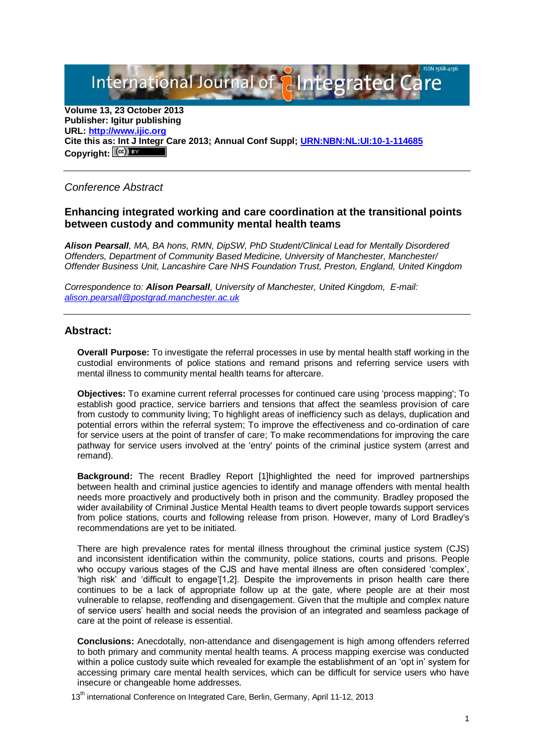Volume 13, 23 October 2013
**Publisher: Igitur publishing**
**URL: http://www.ijic.org**
**Cite this as: Int J Integr Care 2013; Annual Conf Suppl; URN:NBN:NL:UI:10-1-114685**
**Copyright:**

*Conference Abstract*

## Enhancing integrated working and care coordination at the transitional points between custody and community mental health teams

***Alison Pearsall**, MA, BA hons, RMN, DipSW, PhD Student/Clinical Lead for Mentally Disordered Offenders, Department of Community Based Medicine, University of Manchester, Manchester/ Offender Business Unit, Lancashire Care NHS Foundation Trust, Preston, England, United Kingdom*

*Correspondence to: **Alison Pearsall**, University of Manchester, United Kingdom, E-mail: alison.pearsall@postgrad.manchester.ac.uk*

## Abstract:

**Overall Purpose:** To investigate the referral processes in use by mental health staff working in the custodial environments of police stations and remand prisons and referring service users with mental illness to community mental health teams for aftercare.

**Objectives:** To examine current referral processes for continued care using 'process mapping'; To establish good practice, service barriers and tensions that affect the seamless provision of care from custody to community living; To highlight areas of inefficiency such as delays, duplication and potential errors within the referral system; To improve the effectiveness and co-ordination of care for service users at the point of transfer of care; To make recommendations for improving the care pathway for service users involved at the 'entry' points of the criminal justice system (arrest and remand).

**Background:** The recent Bradley Report [1]highlighted the need for improved partnerships between health and criminal justice agencies to identify and manage offenders with mental health needs more proactively and productively both in prison and the community. Bradley proposed the wider availability of Criminal Justice Mental Health teams to divert people towards support services from police stations, courts and following release from prison. However, many of Lord Bradley's recommendations are yet to be initiated.

There are high prevalence rates for mental illness throughout the criminal justice system (CJS) and inconsistent identification within the community, police stations, courts and prisons. People who occupy various stages of the CJS and have mental illness are often considered 'complex', 'high risk' and 'difficult to engage'[1,2]. Despite the improvements in prison health care there continues to be a lack of appropriate follow up at the gate, where people are at their most vulnerable to relapse, reoffending and disengagement. Given that the multiple and complex nature of service users' health and social needs the provision of an integrated and seamless package of care at the point of release is essential.

**Conclusions:** Anecdotally, non-attendance and disengagement is high among offenders referred to both primary and community mental health teams. A process mapping exercise was conducted within a police custody suite which revealed for example the establishment of an 'opt in' system for accessing primary care mental health services, which can be difficult for service users who have insecure or changeable home addresses.

13th international Conference on Integrated Care, Berlin, Germany, April 11-12, 2013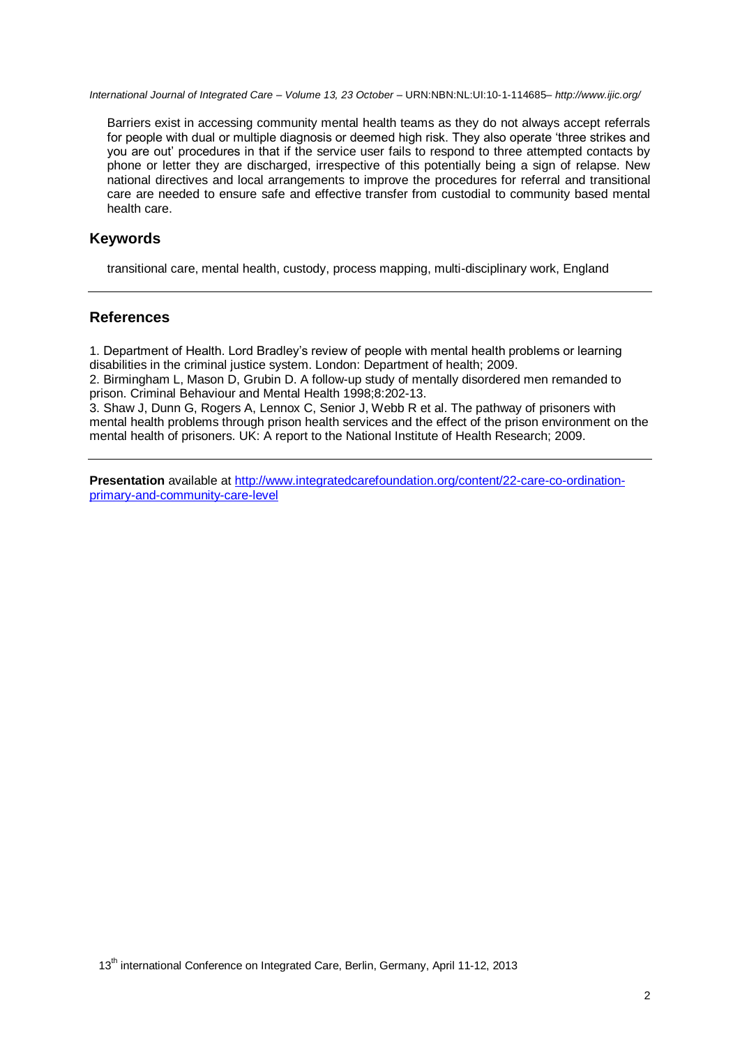Barriers exist in accessing community mental health teams as they do not always accept referrals for people with dual or multiple diagnosis or deemed high risk. They also operate 'three strikes and you are out' procedures in that if the service user fails to respond to three attempted contacts by phone or letter they are discharged, irrespective of this potentially being a sign of relapse. New national directives and local arrangements to improve the procedures for referral and transitional care are needed to ensure safe and effective transfer from custodial to community based mental health care.

## Keywords

transitional care, mental health, custody, process mapping, multi-disciplinary work, England

## References

1. Department of Health. Lord Bradley's review of people with mental health problems or learning disabilities in the criminal justice system. London: Department of health; 2009.
2. Birmingham L, Mason D, Grubin D. A follow-up study of mentally disordered men remanded to prison. Criminal Behaviour and Mental Health 1998;8:202-13.
3. Shaw J, Dunn G, Rogers A, Lennox C, Senior J, Webb R et al. The pathway of prisoners with mental health problems through prison health services and the effect of the prison environment on the mental health of prisoners. UK: A report to the National Institute of Health Research; 2009.

**Presentation** available at [http://www.integratedcarefoundation.org/content/22-care-co-ordination-primary-and-community-care-level](http://www.integratedcarefoundation.org/content/22-care-co-ordination-primary-and-community-care-level)

13th international Conference on Integrated Care, Berlin, Germany, April 11-12, 2013